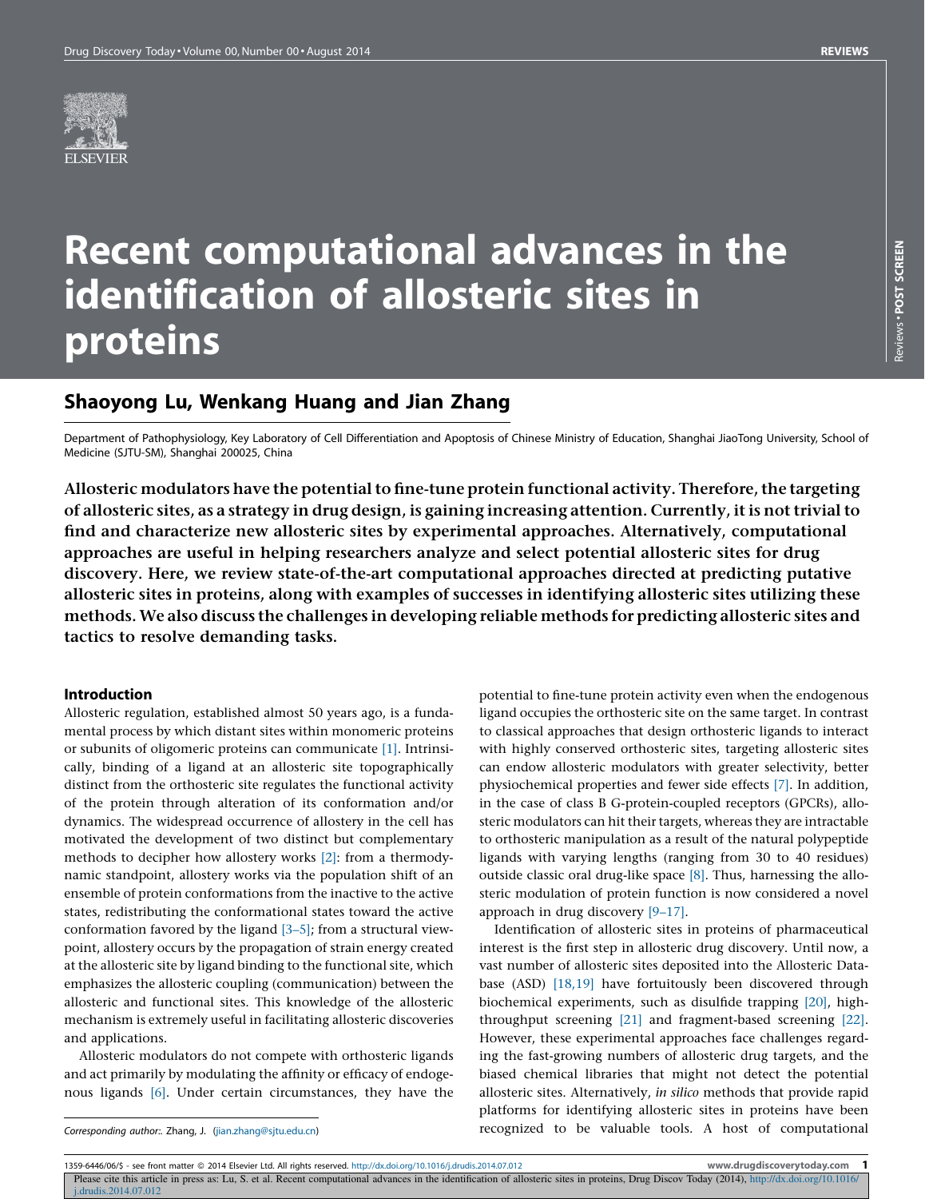# Recent computational advances in the identification of allosteric sites in proteins

## Shaoyong Lu, Wenkang Huang and Jian Zhang

Department of Pathophysiology, Key Laboratory of Cell Differentiation and Apoptosis of Chinese Ministry of Education, Shanghai JiaoTong University, School of Medicine (SJTU-SM), Shanghai 200025, China

**Allosteric modulators have the potential to fine-tune protein functional activity. Therefore, the targeting of allosteric sites, as a strategy in drug design, is gaining increasing attention. Currently, it is not trivial to find and characterize new allosteric sites by experimental approaches. Alternatively, computational approaches are useful in helping researchers analyze and select potential allosteric sites for drug discovery. Here, we review state-of-the-art computational approaches directed at predicting putative allosteric sites in proteins, along with examples of successes in identifying allosteric sites utilizing these methods. We also discuss the challenges in developing reliable methods for predicting allosteric sites and tactics to resolve demanding tasks.**

### Introduction

Allosteric regulation, established almost 50 years ago, is a fundamental process by which distant sites within monomeric proteins or subunits of oligomeric proteins can communicate [1]. Intrinsically, binding of a ligand at an allosteric site topographically distinct from the orthosteric site regulates the functional activity of the protein through alteration of its conformation and/or dynamics. The widespread occurrence of allostery in the cell has motivated the development of two distinct but complementary methods to decipher how allostery works [2]: from a thermodynamic standpoint, allostery works via the population shift of an ensemble of protein conformations from the inactive to the active states, redistributing the conformational states toward the active conformation favored by the ligand [3–5]; from a structural viewpoint, allostery occurs by the propagation of strain energy created at the allosteric site by ligand binding to the functional site, which emphasizes the allosteric coupling (communication) between the allosteric and functional sites. This knowledge of the allosteric mechanism is extremely useful in facilitating allosteric discoveries and applications.

Allosteric modulators do not compete with orthosteric ligands and act primarily by modulating the affinity or efficacy of endogenous ligands [6]. Under certain circumstances, they have the potential to fine-tune protein activity even when the endogenous ligand occupies the orthosteric site on the same target. In contrast to classical approaches that design orthosteric ligands to interact with highly conserved orthosteric sites, targeting allosteric sites can endow allosteric modulators with greater selectivity, better physiochemical properties and fewer side effects [7]. In addition, in the case of class B G-protein-coupled receptors (GPCRs), allosteric modulators can hit their targets, whereas they are intractable to orthosteric manipulation as a result of the natural polypeptide ligands with varying lengths (ranging from 30 to 40 residues) outside classic oral drug-like space [8]. Thus, harnessing the allosteric modulation of protein function is now considered a novel approach in drug discovery [9–17].

Identification of allosteric sites in proteins of pharmaceutical interest is the first step in allosteric drug discovery. Until now, a vast number of allosteric sites deposited into the Allosteric Database (ASD) [18,19] have fortuitously been discovered through biochemical experiments, such as disulfide trapping [20], high-throughput screening [21] and fragment-based screening [22]. However, these experimental approaches face challenges regarding the fast-growing numbers of allosteric drug targets, and the biased chemical libraries that might not detect the potential allosteric sites. Alternatively, *in silico* methods that provide rapid platforms for identifying allosteric sites in proteins have been recognized to be valuable tools. A host of computational

Corresponding author:. Zhang, J. (jian.zhang@sjtu.edu.cn)

1359-6446/06/$ - see front matter © 2014 Elsevier Ltd. All rights reserved. http://dx.doi.org/10.1016/j.drudis.2014.07.012

Please cite this article in press as: Lu, S. et al. Recent computational advances in the identification of allosteric sites in proteins, Drug Discov Today (2014), http://dx.doi.org/10.1016/j.drudis.2014.07.012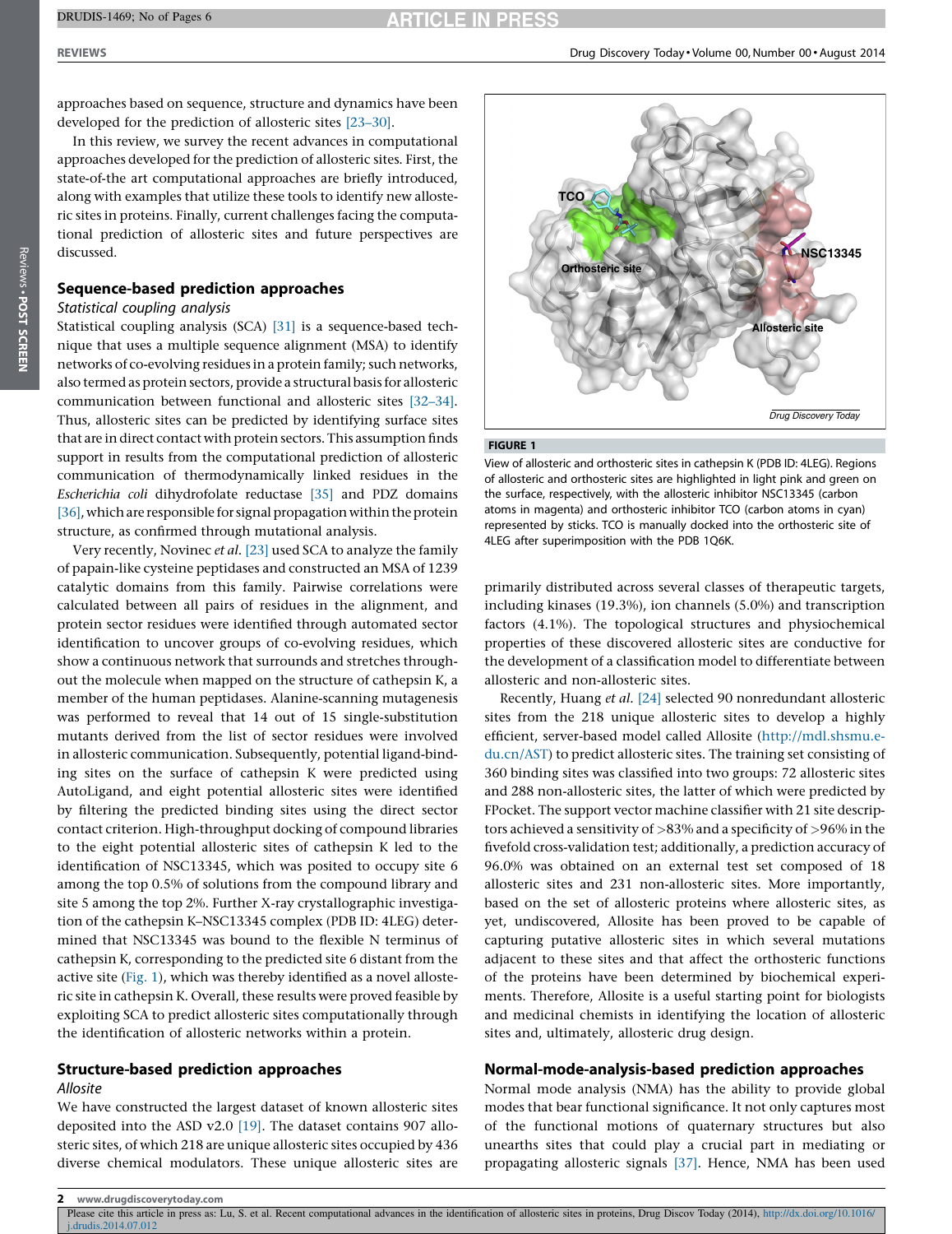approaches based on sequence, structure and dynamics have been developed for the prediction of allosteric sites [23–30].

In this review, we survey the recent advances in computational approaches developed for the prediction of allosteric sites. First, the state-of-the art computational approaches are briefly introduced, along with examples that utilize these tools to identify new allosteric sites in proteins. Finally, current challenges facing the computational prediction of allosteric sites and future perspectives are discussed.

## Sequence-based prediction approaches

### *Statistical coupling analysis*

Statistical coupling analysis (SCA) [31] is a sequence-based technique that uses a multiple sequence alignment (MSA) to identify networks of co-evolving residues in a protein family; such networks, also termed as protein sectors, provide a structural basis for allosteric communication between functional and allosteric sites [32–34]. Thus, allosteric sites can be predicted by identifying surface sites that are in direct contact with protein sectors. This assumption finds support in results from the computational prediction of allosteric communication of thermodynamically linked residues in the *Escherichia coli* dihydrofolate reductase [35] and PDZ domains [36], which are responsible for signal propagation within the protein structure, as confirmed through mutational analysis.

Very recently, Novinec *et al.* [23] used SCA to analyze the family of papain-like cysteine peptidases and constructed an MSA of 1239 catalytic domains from this family. Pairwise correlations were calculated between all pairs of residues in the alignment, and protein sector residues were identified through automated sector identification to uncover groups of co-evolving residues, which show a continuous network that surrounds and stretches throughout the molecule when mapped on the structure of cathepsin K, a member of the human peptidases. Alanine-scanning mutagenesis was performed to reveal that 14 out of 15 single-substitution mutants derived from the list of sector residues were involved in allosteric communication. Subsequently, potential ligand-binding sites on the surface of cathepsin K were predicted using AutoLigand, and eight potential allosteric sites were identified by filtering the predicted binding sites using the direct sector contact criterion. High-throughput docking of compound libraries to the eight potential allosteric sites of cathepsin K led to the identification of NSC13345, which was posited to occupy site 6 among the top 0.5% of solutions from the compound library and site 5 among the top 2%. Further X-ray crystallographic investigation of the cathepsin K–NSC13345 complex (PDB ID: 4LEG) determined that NSC13345 was bound to the flexible N terminus of cathepsin K, corresponding to the predicted site 6 distant from the active site (Fig. 1), which was thereby identified as a novel allosteric site in cathepsin K. Overall, these results were proved feasible by exploiting SCA to predict allosteric sites computationally through the identification of allosteric networks within a protein.

**FIGURE 1**

View of allosteric and orthosteric sites in cathepsin K (PDB ID: 4LEG). Regions of allosteric and orthosteric sites are highlighted in light pink and green on the surface, respectively, with the allosteric inhibitor NSC13345 (carbon atoms in magenta) and orthosteric inhibitor TCO (carbon atoms in cyan) represented by sticks. TCO is manually docked into the orthosteric site of 4LEG after superimposition with the PDB 1Q6K.

## Structure-based prediction approaches

### *Allosite*

We have constructed the largest dataset of known allosteric sites deposited into the ASD v2.0 [19]. The dataset contains 907 allosteric sites, of which 218 are unique allosteric sites occupied by 436 diverse chemical modulators. These unique allosteric sites are primarily distributed across several classes of therapeutic targets, including kinases (19.3%), ion channels (5.0%) and transcription factors (4.1%). The topological structures and physiochemical properties of these discovered allosteric sites are conductive for the development of a classification model to differentiate between allosteric and non-allosteric sites.

Recently, Huang *et al.* [24] selected 90 nonredundant allosteric sites from the 218 unique allosteric sites to develop a highly efficient, server-based model called Allosite (http://mdl.shsmu.edu.cn/AST) to predict allosteric sites. The training set consisting of 360 binding sites was classified into two groups: 72 allosteric sites and 288 non-allosteric sites, the latter of which were predicted by FPocket. The support vector machine classifier with 21 site descriptors achieved a sensitivity of >83% and a specificity of >96% in the fivefold cross-validation test; additionally, a prediction accuracy of 96.0% was obtained on an external test set composed of 18 allosteric sites and 231 non-allosteric sites. More importantly, based on the set of allosteric proteins where allosteric sites, as yet, undiscovered, Allosite has been proved to be capable of capturing putative allosteric sites in which several mutations adjacent to these sites and that affect the orthosteric functions of the proteins have been determined by biochemical experiments. Therefore, Allosite is a useful starting point for biologists and medicinal chemists in identifying the location of allosteric sites and, ultimately, allosteric drug design.

## Normal-mode-analysis-based prediction approaches

Normal mode analysis (NMA) has the ability to provide global modes that bear functional significance. It not only captures most of the functional motions of quaternary structures but also unearths sites that could play a crucial part in mediating or propagating allosteric signals [37]. Hence, NMA has been used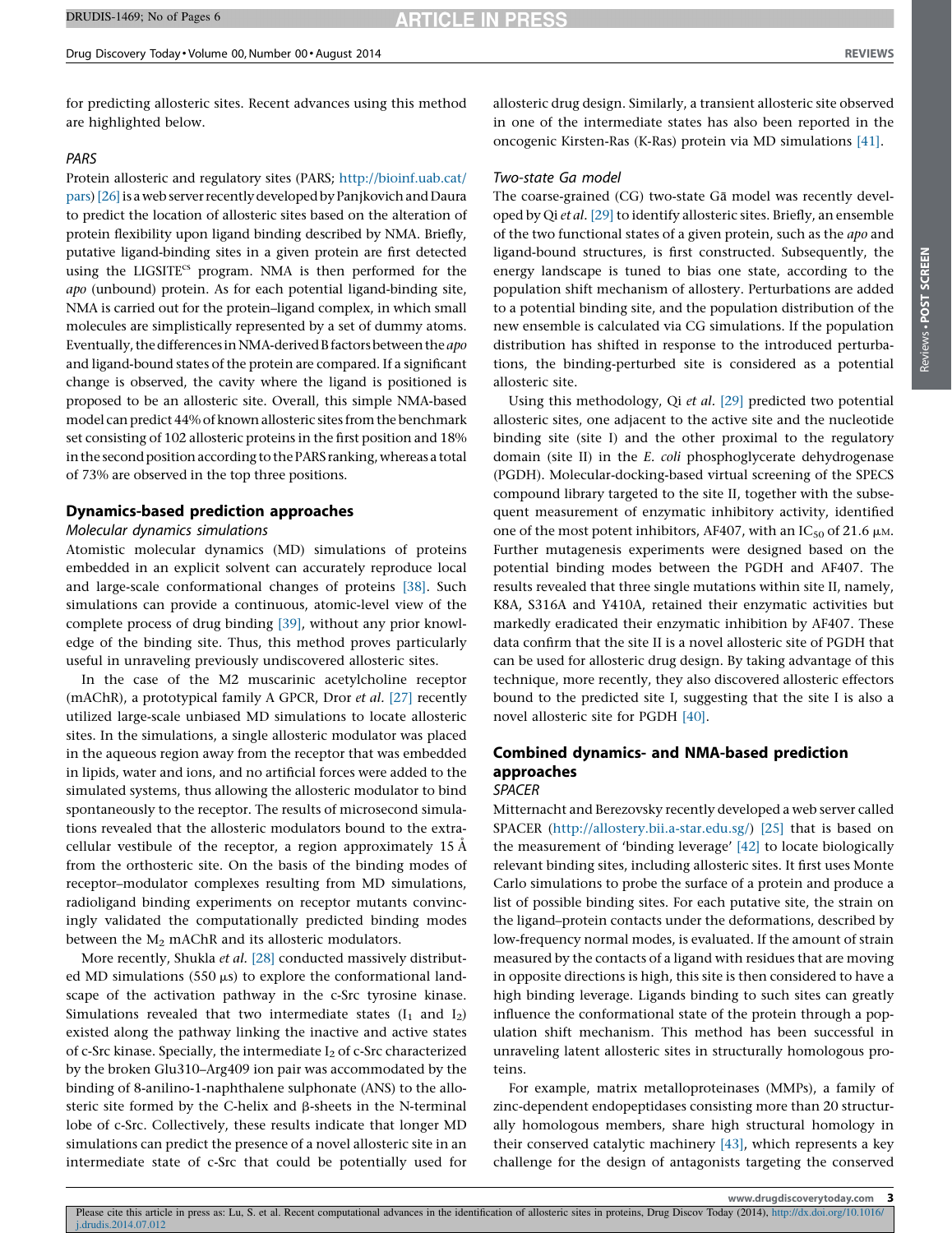for predicting allosteric sites. Recent advances using this method are highlighted below.

*PARS*

Protein allosteric and regulatory sites (PARS; http://bioinf.uab.cat/pars) [26] is a web server recently developed by Panjkovich and Daura to predict the location of allosteric sites based on the alteration of protein flexibility upon ligand binding described by NMA. Briefly, putative ligand-binding sites in a given protein are first detected using the LIGSITE$^{cs}$ program. NMA is then performed for the *apo* (unbound) protein. As for each potential ligand-binding site, NMA is carried out for the protein–ligand complex, in which small molecules are simplistically represented by a set of dummy atoms. Eventually, the differences in NMA-derived B factors between the *apo* and ligand-bound states of the protein are compared. If a significant change is observed, the cavity where the ligand is positioned is proposed to be an allosteric site. Overall, this simple NMA-based model can predict 44% of known allosteric sites from the benchmark set consisting of 102 allosteric proteins in the first position and 18% in the second position according to the PARS ranking, whereas a total of 73% are observed in the top three positions.

## Dynamics-based prediction approaches

*Molecular dynamics simulations*

Atomistic molecular dynamics (MD) simulations of proteins embedded in an explicit solvent can accurately reproduce local and large-scale conformational changes of proteins [38]. Such simulations can provide a continuous, atomic-level view of the complete process of drug binding [39], without any prior knowledge of the binding site. Thus, this method proves particularly useful in unraveling previously undiscovered allosteric sites.

In the case of the M2 muscarinic acetylcholine receptor (mAChR), a prototypical family A GPCR, Dror *et al.* [27] recently utilized large-scale unbiased MD simulations to locate allosteric sites. In the simulations, a single allosteric modulator was placed in the aqueous region away from the receptor that was embedded in lipids, water and ions, and no artificial forces were added to the simulated systems, thus allowing the allosteric modulator to bind spontaneously to the receptor. The results of microsecond simulations revealed that the allosteric modulators bound to the extracellular vestibule of the receptor, a region approximately 15 Å from the orthosteric site. On the basis of the binding modes of receptor–modulator complexes resulting from MD simulations, radioligand binding experiments on receptor mutants convincingly validated the computationally predicted binding modes between the $M_2$ mAChR and its allosteric modulators.

More recently, Shukla *et al.* [28] conducted massively distributed MD simulations (550 μs) to explore the conformational landscape of the activation pathway in the c-Src tyrosine kinase. Simulations revealed that two intermediate states ($I_1$ and $I_2$) existed along the pathway linking the inactive and active states of c-Src kinase. Specially, the intermediate $I_2$ of c-Src characterized by the broken Glu310–Arg409 ion pair was accommodated by the binding of 8-anilino-1-naphthalene sulphonate (ANS) to the allosteric site formed by the C-helix and β-sheets in the N-terminal lobe of c-Src. Collectively, these results indicate that longer MD simulations can predict the presence of a novel allosteric site in an intermediate state of c-Src that could be potentially used for allosteric drug design. Similarly, a transient allosteric site observed in one of the intermediate states has also been reported in the oncogenic Kirsten-Ras (K-Ras) protein via MD simulations [41].

*Two-state Ga model*

The coarse-grained (CG) two-state Gā model was recently developed by Qi *et al.* [29] to identify allosteric sites. Briefly, an ensemble of the two functional states of a given protein, such as the *apo* and ligand-bound structures, is first constructed. Subsequently, the energy landscape is tuned to bias one state, according to the population shift mechanism of allostery. Perturbations are added to a potential binding site, and the population distribution of the new ensemble is calculated via CG simulations. If the population distribution has shifted in response to the introduced perturbations, the binding-perturbed site is considered as a potential allosteric site.

Using this methodology, Qi *et al.* [29] predicted two potential allosteric sites, one adjacent to the active site and the nucleotide binding site (site I) and the other proximal to the regulatory domain (site II) in the *E. coli* phosphoglycerate dehydrogenase (PGDH). Molecular-docking-based virtual screening of the SPECS compound library targeted to the site II, together with the subsequent measurement of enzymatic inhibitory activity, identified one of the most potent inhibitors, AF407, with an $IC_{50}$ of 21.6 μM. Further mutagenesis experiments were designed based on the potential binding modes between the PGDH and AF407. The results revealed that three single mutations within site II, namely, K8A, S316A and Y410A, retained their enzymatic activities but markedly eradicated their enzymatic inhibition by AF407. These data confirm that the site II is a novel allosteric site of PGDH that can be used for allosteric drug design. By taking advantage of this technique, more recently, they also discovered allosteric effectors bound to the predicted site I, suggesting that the site I is also a novel allosteric site for PGDH [40].

## Combined dynamics- and NMA-based prediction approaches

*SPACER*

Mitternacht and Berezovsky recently developed a web server called SPACER (http://allostery.bii.a-star.edu.sg/) [25] that is based on the measurement of 'binding leverage' [42] to locate biologically relevant binding sites, including allosteric sites. It first uses Monte Carlo simulations to probe the surface of a protein and produce a list of possible binding sites. For each putative site, the strain on the ligand–protein contacts under the deformations, described by low-frequency normal modes, is evaluated. If the amount of strain measured by the contacts of a ligand with residues that are moving in opposite directions is high, this site is then considered to have a high binding leverage. Ligands binding to such sites can greatly influence the conformational state of the protein through a population shift mechanism. This method has been successful in unraveling latent allosteric sites in structurally homologous proteins.

For example, matrix metalloproteinases (MMPs), a family of zinc-dependent endopeptidases consisting more than 20 structurally homologous members, share high structural homology in their conserved catalytic machinery [43], which represents a key challenge for the design of antagonists targeting the conserved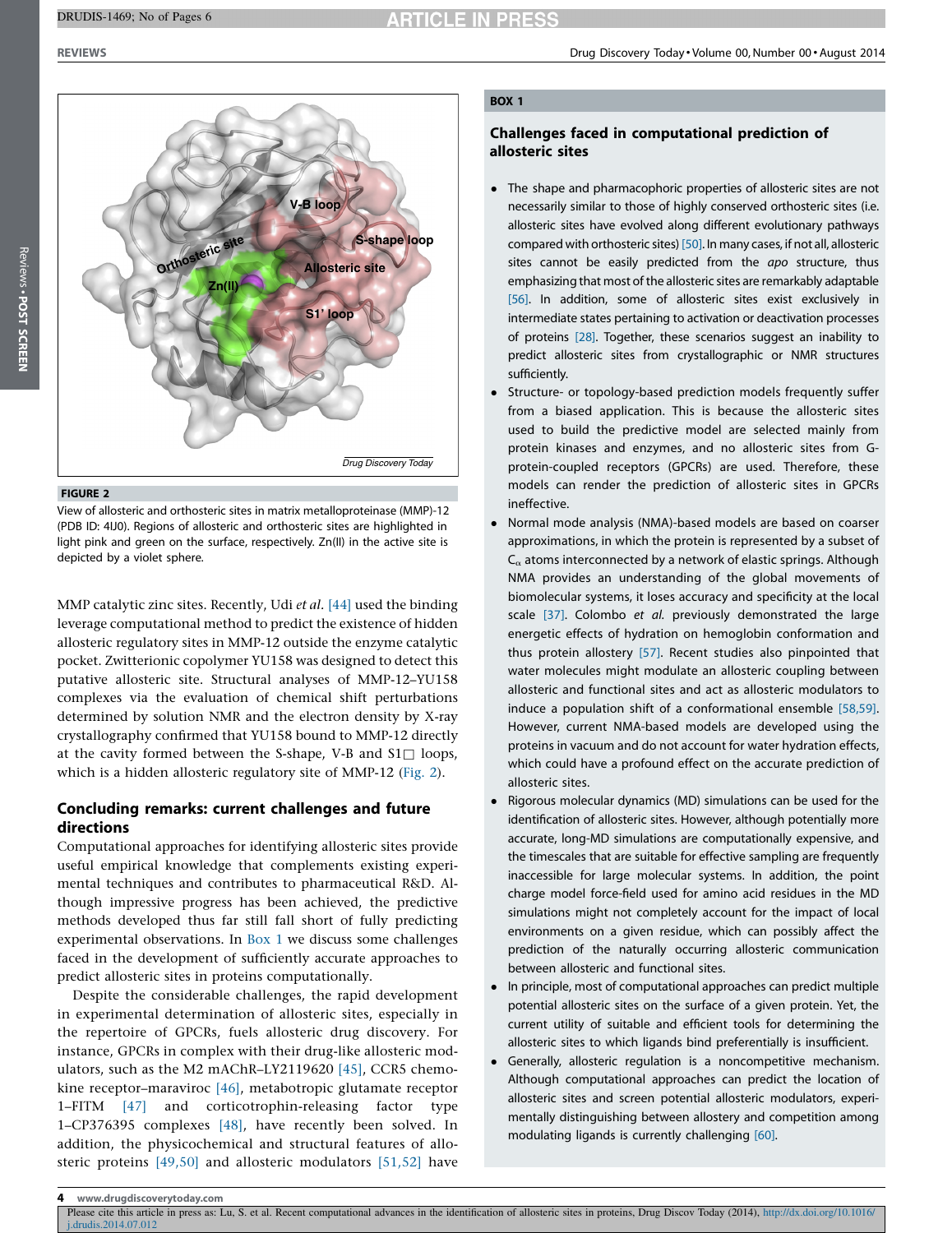**FIGURE 2**

View of allosteric and orthosteric sites in matrix metalloproteinase (MMP)-12 (PDB ID: 4IJ0). Regions of allosteric and orthosteric sites are highlighted in light pink and green on the surface, respectively. Zn(II) in the active site is depicted by a violet sphere.

MMP catalytic zinc sites. Recently, Udi *et al.* [44] used the binding leverage computational method to predict the existence of hidden allosteric regulatory sites in MMP-12 outside the enzyme catalytic pocket. Zwitterionic copolymer YU158 was designed to detect this putative allosteric site. Structural analyses of MMP-12–YU158 complexes via the evaluation of chemical shift perturbations determined by solution NMR and the electron density by X-ray crystallography confirmed that YU158 bound to MMP-12 directly at the cavity formed between the S-shape, V-B and S1□ loops, which is a hidden allosteric regulatory site of MMP-12 (Fig. 2).

## Concluding remarks: current challenges and future directions

Computational approaches for identifying allosteric sites provide useful empirical knowledge that complements existing experimental techniques and contributes to pharmaceutical R&D. Although impressive progress has been achieved, the predictive methods developed thus far still fall short of fully predicting experimental observations. In Box 1 we discuss some challenges faced in the development of sufficiently accurate approaches to predict allosteric sites in proteins computationally.

Despite the considerable challenges, the rapid development in experimental determination of allosteric sites, especially in the repertoire of GPCRs, fuels allosteric drug discovery. For instance, GPCRs in complex with their drug-like allosteric modulators, such as the M2 mAChR–LY2119620 [45], CCR5 chemokine receptor–maraviroc [46], metabotropic glutamate receptor 1–FITM [47] and corticotrophin-releasing factor type 1–CP376395 complexes [48], have recently been solved. In addition, the physicochemical and structural features of allosteric proteins [49,50] and allosteric modulators [51,52] have

**BOX 1**

### Challenges faced in computational prediction of allosteric sites

- The shape and pharmacophoric properties of allosteric sites are not necessarily similar to those of highly conserved orthosteric sites (i.e. allosteric sites have evolved along different evolutionary pathways compared with orthosteric sites) [50]. In many cases, if not all, allosteric sites cannot be easily predicted from the *apo* structure, thus emphasizing that most of the allosteric sites are remarkably adaptable [56]. In addition, some of allosteric sites exist exclusively in intermediate states pertaining to activation or deactivation processes of proteins [28]. Together, these scenarios suggest an inability to predict allosteric sites from crystallographic or NMR structures sufficiently.
- Structure- or topology-based prediction models frequently suffer from a biased application. This is because the allosteric sites used to build the predictive model are selected mainly from protein kinases and enzymes, and no allosteric sites from G-protein-coupled receptors (GPCRs) are used. Therefore, these models can render the prediction of allosteric sites in GPCRs ineffective.
- Normal mode analysis (NMA)-based models are based on coarser approximations, in which the protein is represented by a subset of $C_\alpha$ atoms interconnected by a network of elastic springs. Although NMA provides an understanding of the global movements of biomolecular systems, it loses accuracy and specificity at the local scale [37]. Colombo *et al.* previously demonstrated the large energetic effects of hydration on hemoglobin conformation and thus protein allostery [57]. Recent studies also pinpointed that water molecules might modulate an allosteric coupling between allosteric and functional sites and act as allosteric modulators to induce a population shift of a conformational ensemble [58,59]. However, current NMA-based models are developed using the proteins in vacuum and do not account for water hydration effects, which could have a profound effect on the accurate prediction of allosteric sites.
- Rigorous molecular dynamics (MD) simulations can be used for the identification of allosteric sites. However, although potentially more accurate, long-MD simulations are computationally expensive, and the timescales that are suitable for effective sampling are frequently inaccessible for large molecular systems. In addition, the point charge model force-field used for amino acid residues in the MD simulations might not completely account for the impact of local environments on a given residue, which can possibly affect the prediction of the naturally occurring allosteric communication between allosteric and functional sites.
- In principle, most of computational approaches can predict multiple potential allosteric sites on the surface of a given protein. Yet, the current utility of suitable and efficient tools for determining the allosteric sites to which ligands bind preferentially is insufficient.
- Generally, allosteric regulation is a noncompetitive mechanism. Although computational approaches can predict the location of allosteric sites and screen potential allosteric modulators, experimentally distinguishing between allostery and competition among modulating ligands is currently challenging [60].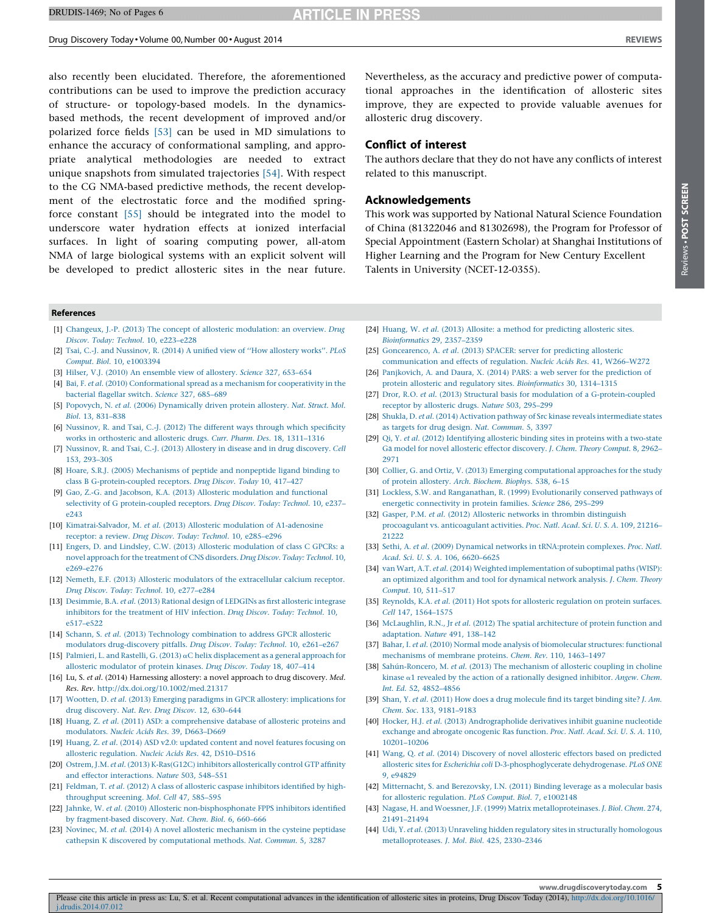also recently been elucidated. Therefore, the aforementioned contributions can be used to improve the prediction accuracy of structure- or topology-based models. In the dynamics-based methods, the recent development of improved and/or polarized force fields [53] can be used in MD simulations to enhance the accuracy of conformational sampling, and appropriate analytical methodologies are needed to extract unique snapshots from simulated trajectories [54]. With respect to the CG NMA-based predictive methods, the recent development of the electrostatic force and the modified spring-force constant [55] should be integrated into the model to underscore water hydration effects at ionized interfacial surfaces. In light of soaring computing power, all-atom NMA of large biological systems with an explicit solvent will be developed to predict allosteric sites in the near future. Nevertheless, as the accuracy and predictive power of computational approaches in the identification of allosteric sites improve, they are expected to provide valuable avenues for allosteric drug discovery.

## Conflict of interest

The authors declare that they do not have any conflicts of interest related to this manuscript.

## Acknowledgements

This work was supported by National Natural Science Foundation of China (81322046 and 81302698), the Program for Professor of Special Appointment (Eastern Scholar) at Shanghai Institutions of Higher Learning and the Program for New Century Excellent Talents in University (NCET-12-0355).

## References

[1] Changeux, J.-P. (2013) The concept of allosteric modulation: an overview. *Drug Discov. Today: Technol.* 10, e223–e228

[2] Tsai, C.-J. and Nussinov, R. (2014) A unified view of "How allostery works". *PLoS Comput. Biol.* 10, e1003394

[3] Hilser, V.J. (2010) An ensemble view of allostery. *Science* 327, 653–654

[4] Bai, F. *et al.* (2010) Conformational spread as a mechanism for cooperativity in the bacterial flagellar switch. *Science* 327, 685–689

[5] Popovych, N. *et al.* (2006) Dynamically driven protein allostery. *Nat. Struct. Mol. Biol.* 13, 831–838

[6] Nussinov, R. and Tsai, C.-J. (2012) The different ways through which specificity works in orthosteric and allosteric drugs. *Curr. Pharm. Des.* 18, 1311–1316

[7] Nussinov, R. and Tsai, C.-J. (2013) Allostery in disease and in drug discovery. *Cell* 153, 293–305

[8] Hoare, S.R.J. (2005) Mechanisms of peptide and nonpeptide ligand binding to class B G-protein-coupled receptors. *Drug Discov. Today* 10, 417–427

[9] Gao, Z.-G. and Jacobson, K.A. (2013) Allosteric modulation and functional selectivity of G protein-coupled receptors. *Drug Discov. Today: Technol.* 10, e237–e243

[10] Kimatrai-Salvador, M. *et al.* (2013) Allosteric modulation of A1-adenosine receptor: a review. *Drug Discov. Today: Technol.* 10, e285–e296

[11] Engers, D. and Lindsley, C.W. (2013) Allosteric modulation of class C GPCRs: a novel approach for the treatment of CNS disorders. *Drug Discov. Today: Technol.* 10, e269–e276

[12] Nemeth, E.F. (2013) Allosteric modulators of the extracellular calcium receptor. *Drug Discov. Today: Technol.* 10, e277–e284

[13] Desimmie, B.A. *et al.* (2013) Rational design of LEDGINs as first allosteric integrase inhibitors for the treatment of HIV infection. *Drug Discov. Today: Technol.* 10, e517–e522

[14] Schann, S. *et al.* (2013) Technology combination to address GPCR allosteric modulators drug-discovery pitfalls. *Drug Discov. Today: Technol.* 10, e261–e267

[15] Palmieri, L. and Rastelli, G. (2013) αC helix displacement as a general approach for allosteric modulator of protein kinases. *Drug Discov. Today* 18, 407–414

[16] Lu, S. *et al.* (2014) Harnessing allostery: a novel approach to drug discovery. *Med. Res. Rev.* http://dx.doi.org/10.1002/med.21317

[17] Wootten, D. *et al.* (2013) Emerging paradigms in GPCR allostery: implications for drug discovery. *Nat. Rev. Drug Discov.* 12, 630–644

[18] Huang, Z. *et al.* (2011) ASD: a comprehensive database of allosteric proteins and modulators. *Nucleic Acids Res.* 39, D663–D669

[19] Huang, Z. *et al.* (2014) ASD v2.0: updated content and novel features focusing on allosteric regulation. *Nucleic Acids Res.* 42, D510–D516

[20] Ostrem, J.M. *et al.* (2013) K-Ras(G12C) inhibitors allosterically control GTP affinity and effector interactions. *Nature* 503, 548–551

[21] Feldman, T. *et al.* (2012) A class of allosteric caspase inhibitors identified by high-throughput screening. *Mol. Cell* 47, 585–595

[22] Jahnke, W. *et al.* (2010) Allosteric non-bisphosphonate FPPS inhibitors identified by fragment-based discovery. *Nat. Chem. Biol.* 6, 660–666

[23] Novinec, M. *et al.* (2014) A novel allosteric mechanism in the cysteine peptidase cathepsin K discovered by computational methods. *Nat. Commun.* 5, 3287

[24] Huang, W. *et al.* (2013) Allosite: a method for predicting allosteric sites. *Bioinformatics* 29, 2357–2359

[25] Goncearenco, A. *et al.* (2013) SPACER: server for predicting allosteric communication and effects of regulation. *Nucleic Acids Res.* 41, W266–W272

[26] Panjkovich, A. and Daura, X. (2014) PARS: a web server for the prediction of protein allosteric and regulatory sites. *Bioinformatics* 30, 1314–1315

[27] Dror, R.O. *et al.* (2013) Structural basis for modulation of a G-protein-coupled receptor by allosteric drugs. *Nature* 503, 295–299

[28] Shukla, D. *et al.* (2014) Activation pathway of Src kinase reveals intermediate states as targets for drug design. *Nat. Commun.* 5, 3397

[29] Qi, Y. *et al.* (2012) Identifying allosteric binding sites in proteins with a two-state Gō model for novel allosteric effector discovery. *J. Chem. Theory Comput.* 8, 2962–2971

[30] Collier, G. and Ortiz, V. (2013) Emerging computational approaches for the study of protein allostery. *Arch. Biochem. Biophys.* 538, 6–15

[31] Lockless, S.W. and Ranganathan, R. (1999) Evolutionarily conserved pathways of energetic connectivity in protein families. *Science* 286, 295–299

[32] Gasper, P.M. *et al.* (2012) Allosteric networks in thrombin distinguish procoagulant vs. anticoagulant activities. *Proc. Natl. Acad. Sci. U. S. A.* 109, 21216–21222

[33] Sethi, A. *et al.* (2009) Dynamical networks in tRNA:protein complexes. *Proc. Natl. Acad. Sci. U. S. A.* 106, 6620–6625

[34] van Wart, A.T. *et al.* (2014) Weighted implementation of suboptimal paths (WISP): an optimized algorithm and tool for dynamical network analysis. *J. Chem. Theory Comput.* 10, 511–517

[35] Reynolds, K.A. *et al.* (2011) Hot spots for allosteric regulation on protein surfaces. *Cell* 147, 1564–1575

[36] McLaughlin, R.N., Jr *et al.* (2012) The spatial architecture of protein function and adaptation. *Nature* 491, 138–142

[37] Bahar, I. *et al.* (2010) Normal mode analysis of biomolecular structures: functional mechanisms of membrane proteins. *Chem. Rev.* 110, 1463–1497

[38] Sahún-Roncero, M. *et al.* (2013) The mechanism of allosteric coupling in choline kinase α1 revealed by the action of a rationally designed inhibitor. *Angew. Chem. Int. Ed.* 52, 4852–4856

[39] Shan, Y. *et al.* (2011) How does a drug molecule find its target binding site? *J. Am. Chem. Soc.* 133, 9181–9183

[40] Hocker, H.J. *et al.* (2013) Andrographolide derivatives inhibit guanine nucleotide exchange and abrogate oncogenic Ras function. *Proc. Natl. Acad. Sci. U. S. A.* 110, 10201–10206

[41] Wang, Q. *et al.* (2014) Discovery of novel allosteric effectors based on predicted allosteric sites for *Escherichia coli* D-3-phosphoglycerate dehydrogenase. *PLoS ONE* 9, e94829

[42] Mitternacht, S. and Berezovsky, I.N. (2011) Binding leverage as a molecular basis for allosteric regulation. *PLoS Comput. Biol.* 7, e1002148

[43] Nagase, H. and Woessner, J.F. (1999) Matrix metalloproteinases. *J. Biol. Chem.* 274, 21491–21494

[44] Udi, Y. *et al.* (2013) Unraveling hidden regulatory sites in structurally homologous metalloproteases. *J. Mol. Biol.* 425, 2330–2346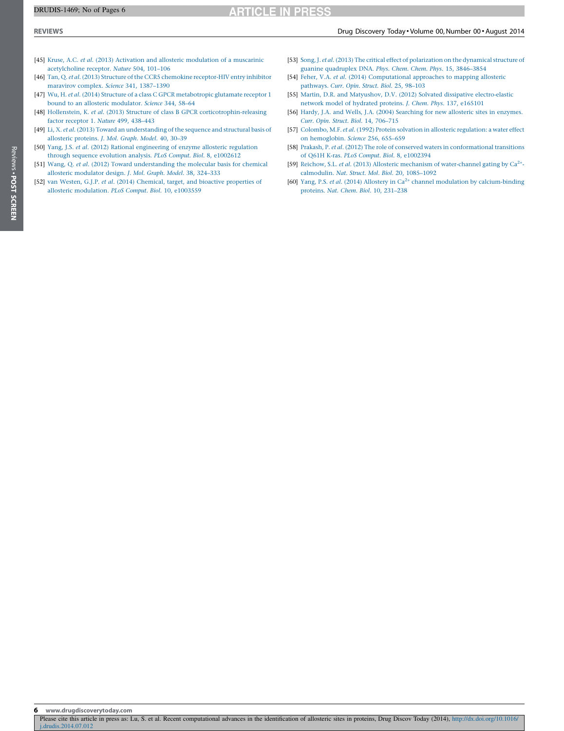[45] Kruse, A.C. *et al.* (2013) Activation and allosteric modulation of a muscarinic acetylcholine receptor. *Nature* 504, 101–106

[46] Tan, Q. *et al.* (2013) Structure of the CCR5 chemokine receptor-HIV entry inhibitor maravirov complex. *Science* 341, 1387–1390

[47] Wu, H. *et al.* (2014) Structure of a class C GPCR metabotropic glutamate receptor 1 bound to an allosteric modulator. *Science* 344, 58–64

[48] Hollenstein, K. *et al.* (2013) Structure of class B GPCR corticotrophin-releasing factor receptor 1. *Nature* 499, 438–443

[49] Li, X. *et al.* (2013) Toward an understanding of the sequence and structural basis of allosteric proteins. *J. Mol. Graph. Model.* 40, 30–39

[50] Yang, J.S. *et al.* (2012) Rational engineering of enzyme allosteric regulation through sequence evolution analysis. *PLoS Comput. Biol.* 8, e1002612

[51] Wang, Q. *et al.* (2012) Toward understanding the molecular basis for chemical allosteric modulator design. *J. Mol. Graph. Model.* 38, 324–333

[52] van Westen, G.J.P. *et al.* (2014) Chemical, target, and bioactive properties of allosteric modulation. *PLoS Comput. Biol.* 10, e1003559

[53] Song, J. *et al.* (2013) The critical effect of polarization on the dynamical structure of guanine quadruplex DNA. *Phys. Chem. Chem. Phys.* 15, 3846–3854

[54] Feher, V.A. *et al.* (2014) Computational approaches to mapping allosteric pathways. *Curr. Opin. Struct. Biol.* 25, 98–103

[55] Martin, D.R. and Matyushov, D.V. (2012) Solvated dissipative electro-elastic network model of hydrated proteins. *J. Chem. Phys.* 137, e165101

[56] Hardy, J.A. and Wells, J.A. (2004) Searching for new allosteric sites in enzymes. *Curr. Opin. Struct. Biol.* 14, 706–715

[57] Colombo, M.F. *et al.* (1992) Protein solvation in allosteric regulation: a water effect on hemoglobin. *Science* 256, 655–659

[58] Prakash, P. *et al.* (2012) The role of conserved waters in conformational transitions of Q61H K-ras. *PLoS Comput. Biol.* 8, e1002394

[59] Reichow, S.L. *et al.* (2013) Allosteric mechanism of water-channel gating by $Ca^{2+}$-calmodulin. *Nat. Struct. Mol. Biol.* 20, 1085–1092

[60] Yang, P.S. *et al.* (2014) Allostery in $Ca^{2+}$ channel modulation by calcium-binding proteins. *Nat. Chem. Biol.* 10, 231–238